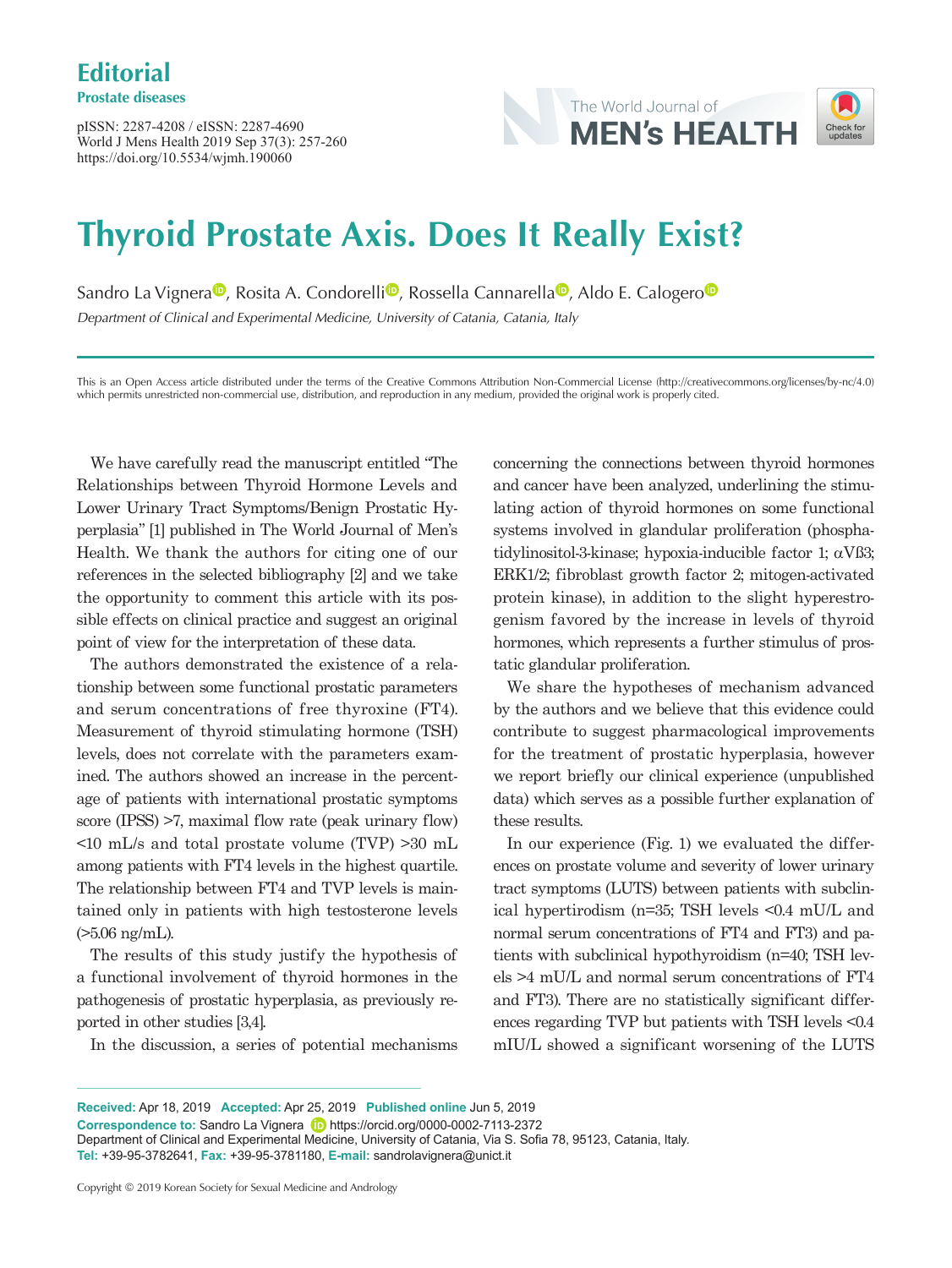# Editorial

**Prostate diseases**

pISSN: 2287-4208 / eISSN: 2287-4690
World J Mens Health 2019 Sep 37(3): 257-260
https://doi.org/10.5534/wjmh.190060

# Thyroid Prostate Axis. Does It Really Exist?

Sandro La Vignera, Rosita A. Condorelli, Rossella Cannarella, Aldo E. Calogero

*Department of Clinical and Experimental Medicine, University of Catania, Catania, Italy*

This is an Open Access article distributed under the terms of the Creative Commons Attribution Non-Commercial License (http://creativecommons.org/licenses/by-nc/4.0) which permits unrestricted non-commercial use, distribution, and reproduction in any medium, provided the original work is properly cited.

We have carefully read the manuscript entitled "The Relationships between Thyroid Hormone Levels and Lower Urinary Tract Symptoms/Benign Prostatic Hyperplasia" [1] published in The World Journal of Men's Health. We thank the authors for citing one of our references in the selected bibliography [2] and we take the opportunity to comment this article with its possible effects on clinical practice and suggest an original point of view for the interpretation of these data.

The authors demonstrated the existence of a relationship between some functional prostatic parameters and serum concentrations of free thyroxine (FT4). Measurement of thyroid stimulating hormone (TSH) levels, does not correlate with the parameters examined. The authors showed an increase in the percentage of patients with international prostatic symptoms score (IPSS) >7, maximal flow rate (peak urinary flow) <10 mL/s and total prostate volume (TVP) >30 mL among patients with FT4 levels in the highest quartile. The relationship between FT4 and TVP levels is maintained only in patients with high testosterone levels (>5.06 ng/mL).

The results of this study justify the hypothesis of a functional involvement of thyroid hormones in the pathogenesis of prostatic hyperplasia, as previously reported in other studies [3,4].

In the discussion, a series of potential mechanisms concerning the connections between thyroid hormones and cancer have been analyzed, underlining the stimulating action of thyroid hormones on some functional systems involved in glandular proliferation (phosphatidylinositol-3-kinase; hypoxia-inducible factor 1; αVß3; ERK1/2; fibroblast growth factor 2; mitogen-activated protein kinase), in addition to the slight hyperestrogenism favored by the increase in levels of thyroid hormones, which represents a further stimulus of prostatic glandular proliferation.

We share the hypotheses of mechanism advanced by the authors and we believe that this evidence could contribute to suggest pharmacological improvements for the treatment of prostatic hyperplasia, however we report briefly our clinical experience (unpublished data) which serves as a possible further explanation of these results.

In our experience (Fig. 1) we evaluated the differences on prostate volume and severity of lower urinary tract symptoms (LUTS) between patients with subclinical hypertirodism (n=35; TSH levels <0.4 mU/L and normal serum concentrations of FT4 and FT3) and patients with subclinical hypothyroidism (n=40; TSH levels >4 mU/L and normal serum concentrations of FT4 and FT3). There are no statistically significant differences regarding TVP but patients with TSH levels <0.4 mIU/L showed a significant worsening of the LUTS

**Received:** Apr 18, 2019 **Accepted:** Apr 25, 2019 **Published online** Jun 5, 2019
**Correspondence to:** Sandro La Vignera https://orcid.org/0000-0002-7113-2372
Department of Clinical and Experimental Medicine, University of Catania, Via S. Sofia 78, 95123, Catania, Italy.
**Tel:** +39-95-3782641, **Fax:** +39-95-3781180, **E-mail:** sandrolavignera@unict.it

Copyright © 2019 Korean Society for Sexual Medicine and Andrology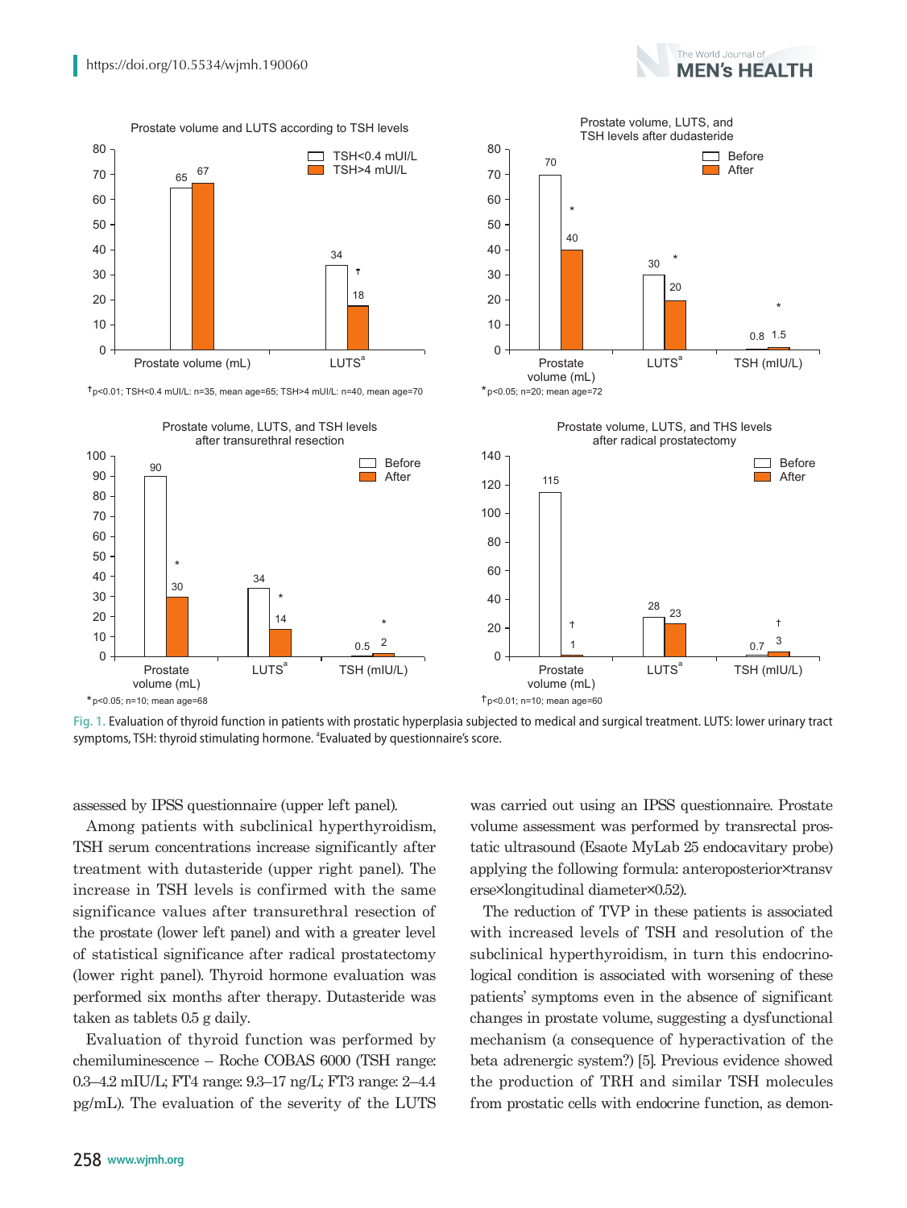Fig. 1. Evaluation of thyroid function in patients with prostatic hyperplasia subjected to medical and surgical treatment. LUTS: lower urinary tract symptoms, TSH: thyroid stimulating hormone. [a]Evaluated by questionnaire's score.

assessed by IPSS questionnaire (upper left panel).

Among patients with subclinical hyperthyroidism, TSH serum concentrations increase significantly after treatment with dutasteride (upper right panel). The increase in TSH levels is confirmed with the same significance values after transurethral resection of the prostate (lower left panel) and with a greater level of statistical significance after radical prostatectomy (lower right panel). Thyroid hormone evaluation was performed six months after therapy. Dutasteride was taken as tablets 0.5 g daily.

Evaluation of thyroid function was performed by chemiluminescence – Roche COBAS 6000 (TSH range: 0.3–4.2 mIU/L; FT4 range: 9.3–17 ng/L; FT3 range: 2–4.4 pg/mL). The evaluation of the severity of the LUTS was carried out using an IPSS questionnaire. Prostate volume assessment was performed by transrectal prostatic ultrasound (Esaote MyLab 25 endocavitary probe) applying the following formula: anteroposterior×transverse×longitudinal diameter×0.52).

The reduction of TVP in these patients is associated with increased levels of TSH and resolution of the subclinical hyperthyroidism, in turn this endocrinological condition is associated with worsening of these patients' symptoms even in the absence of significant changes in prostate volume, suggesting a dysfunctional mechanism (a consequence of hyperactivation of the beta adrenergic system?) [5]. Previous evidence showed the production of TRH and similar TSH molecules from prostatic cells with endocrine function, as demon-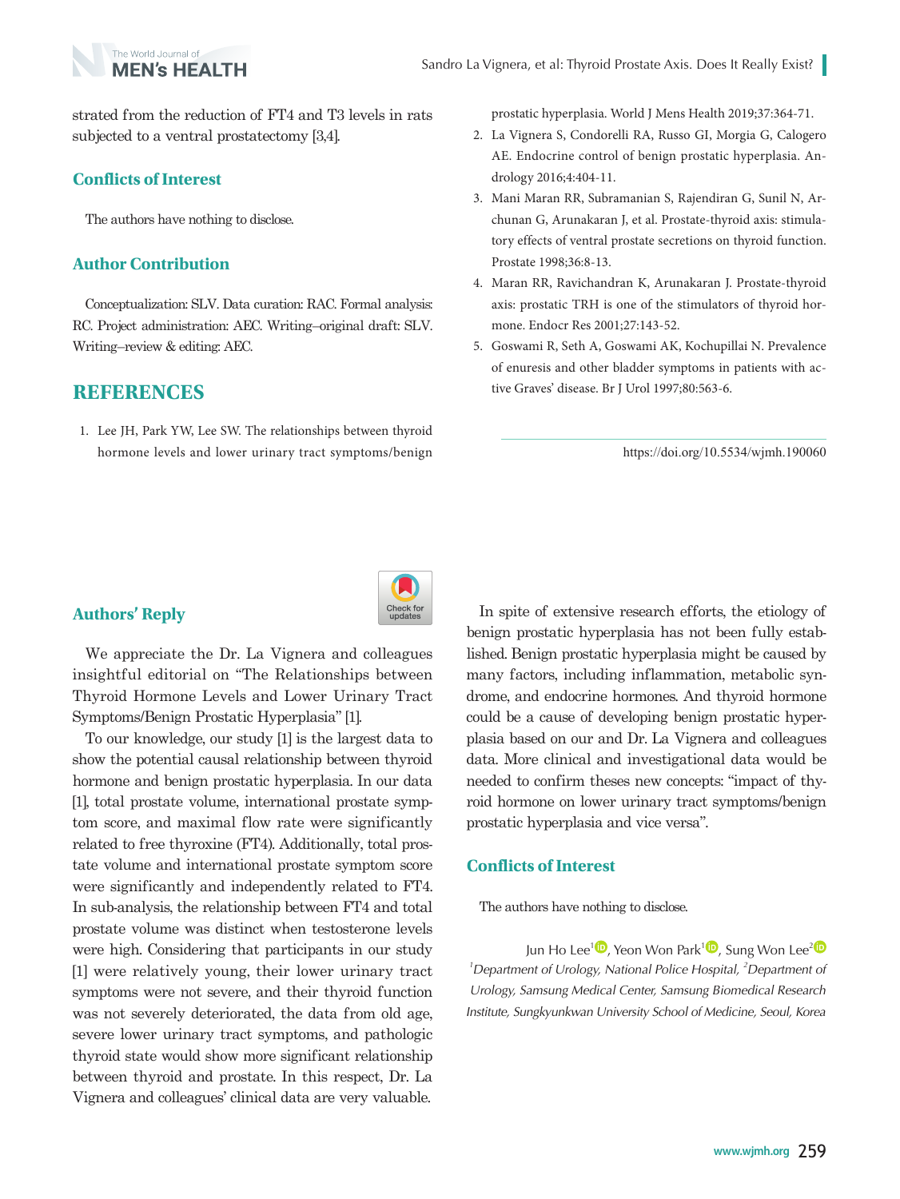strated from the reduction of FT4 and T3 levels in rats subjected to a ventral prostatectomy [3,4].

## Conflicts of Interest

The authors have nothing to disclose.

## Author Contribution

Conceptualization: SLV. Data curation: RAC. Formal analysis: RC. Project administration: AEC. Writing–original draft: SLV. Writing–review & editing: AEC.

# REFERENCES

1. Lee JH, Park YW, Lee SW. The relationships between thyroid hormone levels and lower urinary tract symptoms/benign prostatic hyperplasia. World J Mens Health 2019;37:364-71.
2. La Vignera S, Condorelli RA, Russo GI, Morgia G, Calogero AE. Endocrine control of benign prostatic hyperplasia. Andrology 2016;4:404-11.
3. Mani Maran RR, Subramanian S, Rajendiran G, Sunil N, Archunan G, Arunakaran J, et al. Prostate-thyroid axis: stimulatory effects of ventral prostate secretions on thyroid function. Prostate 1998;36:8-13.
4. Maran RR, Ravichandran K, Arunakaran J. Prostate-thyroid axis: prostatic TRH is one of the stimulators of thyroid hormone. Endocr Res 2001;27:143-52.
5. Goswami R, Seth A, Goswami AK, Kochupillai N. Prevalence of enuresis and other bladder symptoms in patients with active Graves' disease. Br J Urol 1997;80:563-6.

https://doi.org/10.5534/wjmh.190060

## Authors' Reply

We appreciate the Dr. La Vignera and colleagues insightful editorial on "The Relationships between Thyroid Hormone Levels and Lower Urinary Tract Symptoms/Benign Prostatic Hyperplasia" [1].

To our knowledge, our study [1] is the largest data to show the potential causal relationship between thyroid hormone and benign prostatic hyperplasia. In our data [1], total prostate volume, international prostate symptom score, and maximal flow rate were significantly related to free thyroxine (FT4). Additionally, total prostate volume and international prostate symptom score were significantly and independently related to FT4. In sub-analysis, the relationship between FT4 and total prostate volume was distinct when testosterone levels were high. Considering that participants in our study [1] were relatively young, their lower urinary tract symptoms were not severe, and their thyroid function was not severely deteriorated, the data from old age, severe lower urinary tract symptoms, and pathologic thyroid state would show more significant relationship between thyroid and prostate. In this respect, Dr. La Vignera and colleagues' clinical data are very valuable.

In spite of extensive research efforts, the etiology of benign prostatic hyperplasia has not been fully established. Benign prostatic hyperplasia might be caused by many factors, including inflammation, metabolic syndrome, and endocrine hormones. And thyroid hormone could be a cause of developing benign prostatic hyperplasia based on our and Dr. La Vignera and colleagues data. More clinical and investigational data would be needed to confirm theses new concepts: "impact of thyroid hormone on lower urinary tract symptoms/benign prostatic hyperplasia and vice versa".

## Conflicts of Interest

The authors have nothing to disclose.

Jun Ho Lee[1], Yeon Won Park[1], Sung Won Lee[2]

*[1]Department of Urology, National Police Hospital, [2]Department of Urology, Samsung Medical Center, Samsung Biomedical Research Institute, Sungkyunkwan University School of Medicine, Seoul, Korea*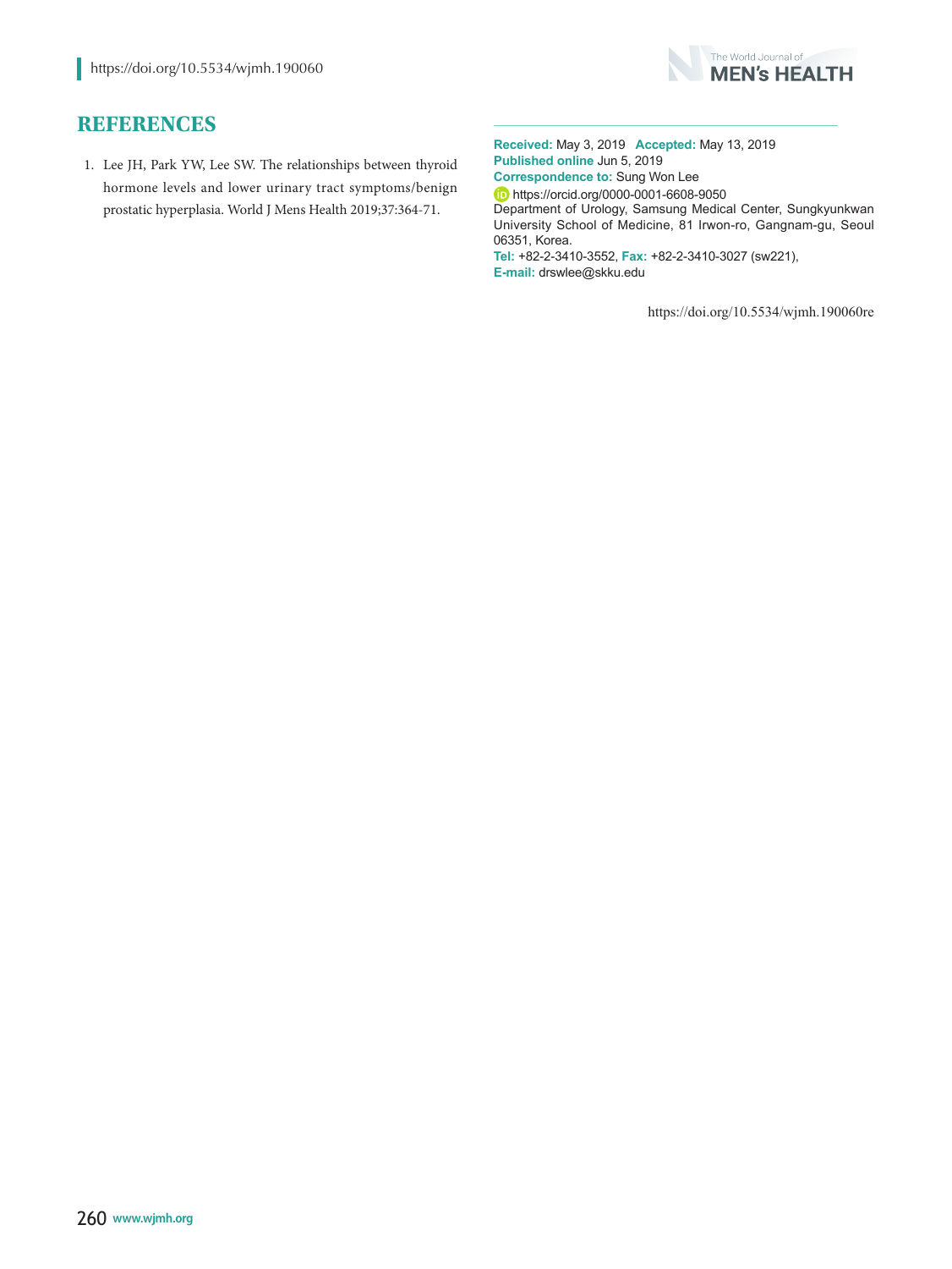## REFERENCES

1. Lee JH, Park YW, Lee SW. The relationships between thyroid hormone levels and lower urinary tract symptoms/benign prostatic hyperplasia. World J Mens Health 2019;37:364-71.

**Received:** May 3, 2019 **Accepted:** May 13, 2019
**Published online** Jun 5, 2019
**Correspondence to:** Sung Won Lee
https://orcid.org/0000-0001-6608-9050
Department of Urology, Samsung Medical Center, Sungkyunkwan University School of Medicine, 81 Irwon-ro, Gangnam-gu, Seoul 06351, Korea.
**Tel:** +82-2-3410-3552, **Fax:** +82-2-3410-3027 (sw221),
**E-mail:** drswlee@skku.edu

https://doi.org/10.5534/wjmh.190060re